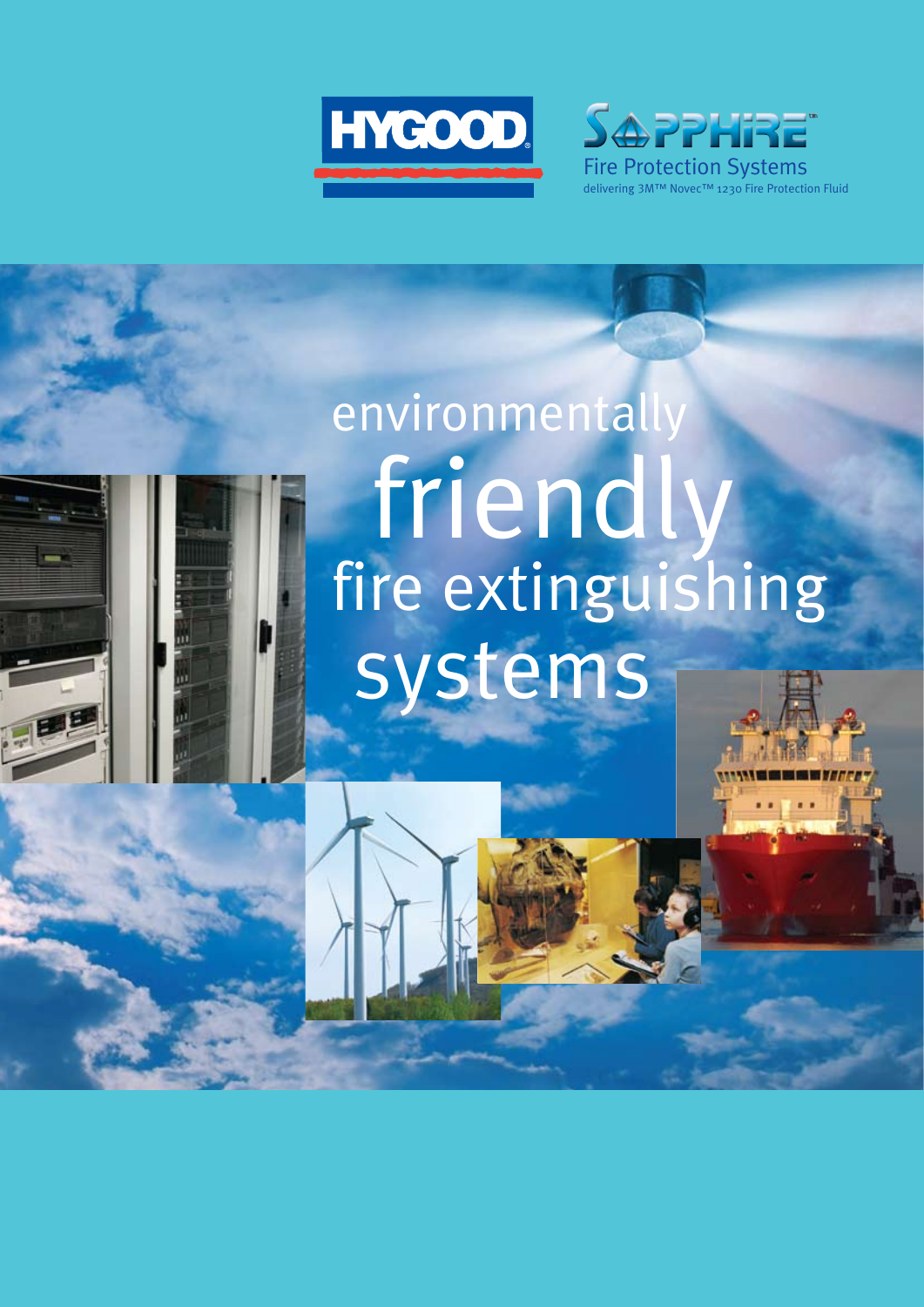HYGOOD

SAPPHIRE™

Fire Protection Systems

delivering 3M™ Novec™ 1230 Fire Protection Fluid

# environmentally friendly fire extinguishing systems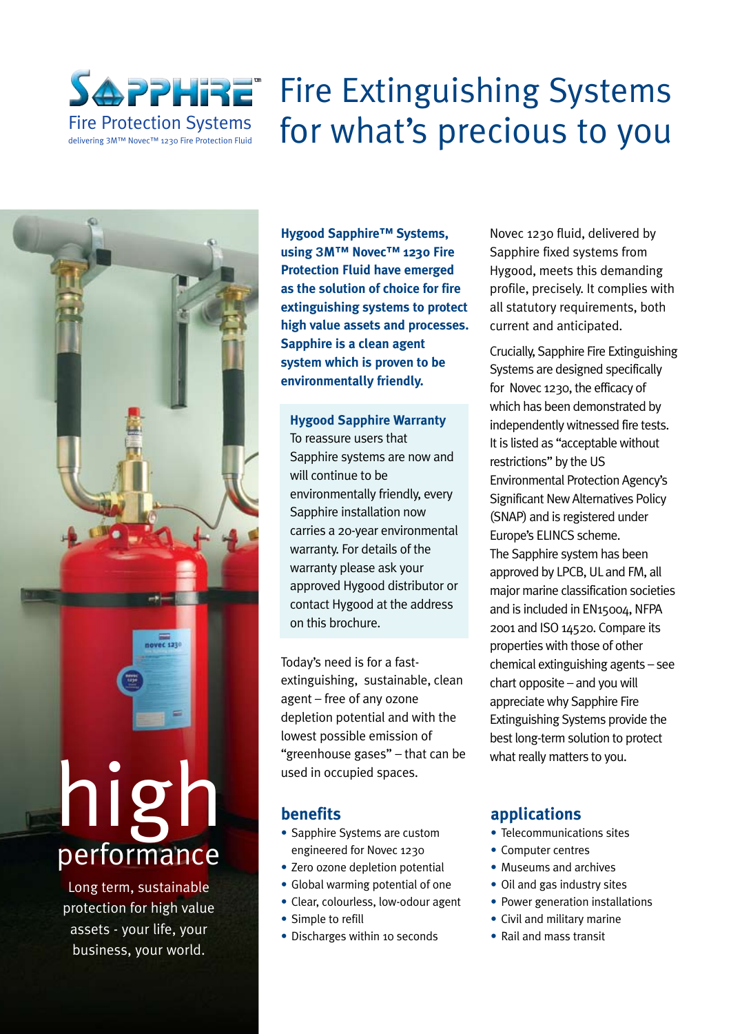# SAPPHIRE™ Fire Protection Systems

delivering 3M™ Novec™ 1230 Fire Protection Fluid

# Fire Extinguishing Systems for what's precious to you

## high performance

Long term, sustainable protection for high value assets - your life, your business, your world.

**Hygood Sapphire™ Systems, using 3M™ Novec™ 1230 Fire Protection Fluid have emerged as the solution of choice for fire extinguishing systems to protect high value assets and processes. Sapphire is a clean agent system which is proven to be environmentally friendly.**

### Hygood Sapphire Warranty

To reassure users that Sapphire systems are now and will continue to be environmentally friendly, every Sapphire installation now carries a 20-year environmental warranty. For details of the warranty please ask your approved Hygood distributor or contact Hygood at the address on this brochure.

Today's need is for a fast-extinguishing, sustainable, clean agent – free of any ozone depletion potential and with the lowest possible emission of "greenhouse gases" – that can be used in occupied spaces.

Novec 1230 fluid, delivered by Sapphire fixed systems from Hygood, meets this demanding profile, precisely. It complies with all statutory requirements, both current and anticipated.

Crucially, Sapphire Fire Extinguishing Systems are designed specifically for Novec 1230, the efficacy of which has been demonstrated by independently witnessed fire tests. It is listed as "acceptable without restrictions" by the US Environmental Protection Agency's Significant New Alternatives Policy (SNAP) and is registered under Europe's ELINCS scheme.
The Sapphire system has been approved by LPCB, UL and FM, all major marine classification societies and is included in EN15004, NFPA 2001 and ISO 14520. Compare its properties with those of other chemical extinguishing agents – see chart opposite – and you will appreciate why Sapphire Fire Extinguishing Systems provide the best long-term solution to protect what really matters to you.

## benefits

- Sapphire Systems are custom engineered for Novec 1230
- Zero ozone depletion potential
- Global warming potential of one
- Clear, colourless, low-odour agent
- Simple to refill
- Discharges within 10 seconds

## applications

- Telecommunications sites
- Computer centres
- Museums and archives
- Oil and gas industry sites
- Power generation installations
- Civil and military marine
- Rail and mass transit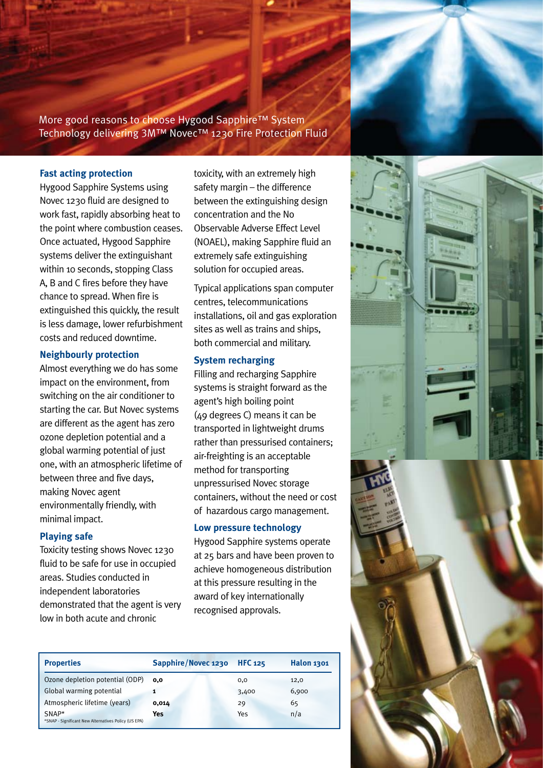More good reasons to choose Hygood Sapphire™ System Technology delivering 3M™ Novec™ 1230 Fire Protection Fluid

### Fast acting protection

Hygood Sapphire Systems using Novec 1230 fluid are designed to work fast, rapidly absorbing heat to the point where combustion ceases. Once actuated, Hygood Sapphire systems deliver the extinguishant within 10 seconds, stopping Class A, B and C fires before they have chance to spread. When fire is extinguished this quickly, the result is less damage, lower refurbishment costs and reduced downtime.

### Neighbourly protection

Almost everything we do has some impact on the environment, from switching on the air conditioner to starting the car. But Novec systems are different as the agent has zero ozone depletion potential and a global warming potential of just one, with an atmospheric lifetime of between three and five days, making Novec agent environmentally friendly, with minimal impact.

### Playing safe

Toxicity testing shows Novec 1230 fluid to be safe for use in occupied areas. Studies conducted in independent laboratories demonstrated that the agent is very low in both acute and chronic toxicity, with an extremely high safety margin – the difference between the extinguishing design concentration and the No Observable Adverse Effect Level (NOAEL), making Sapphire fluid an extremely safe extinguishing solution for occupied areas.

Typical applications span computer centres, telecommunications installations, oil and gas exploration sites as well as trains and ships, both commercial and military.

### System recharging

Filling and recharging Sapphire systems is straight forward as the agent's high boiling point (49 degrees C) means it can be transported in lightweight drums rather than pressurised containers; air-freighting is an acceptable method for transporting unpressurised Novec storage containers, without the need or cost of hazardous cargo management.

### Low pressure technology

Hygood Sapphire systems operate at 25 bars and have been proven to achieve homogeneous distribution at this pressure resulting in the award of key internationally recognised approvals.

| Properties | Sapphire/Novec 1230 | HFC 125 | Halon 1301 |
|---|---|---|---|
| Ozone depletion potential (ODP) | **0,0** | 0,0 | 12,0 |
| Global warming potential | **1** | 3,400 | 6,900 |
| Atmospheric lifetime (years) | **0,014** | 29 | 65 |
| SNAP* | **Yes** | Yes | n/a |

*SNAP - Significant New Alternatives Policy (US EPA)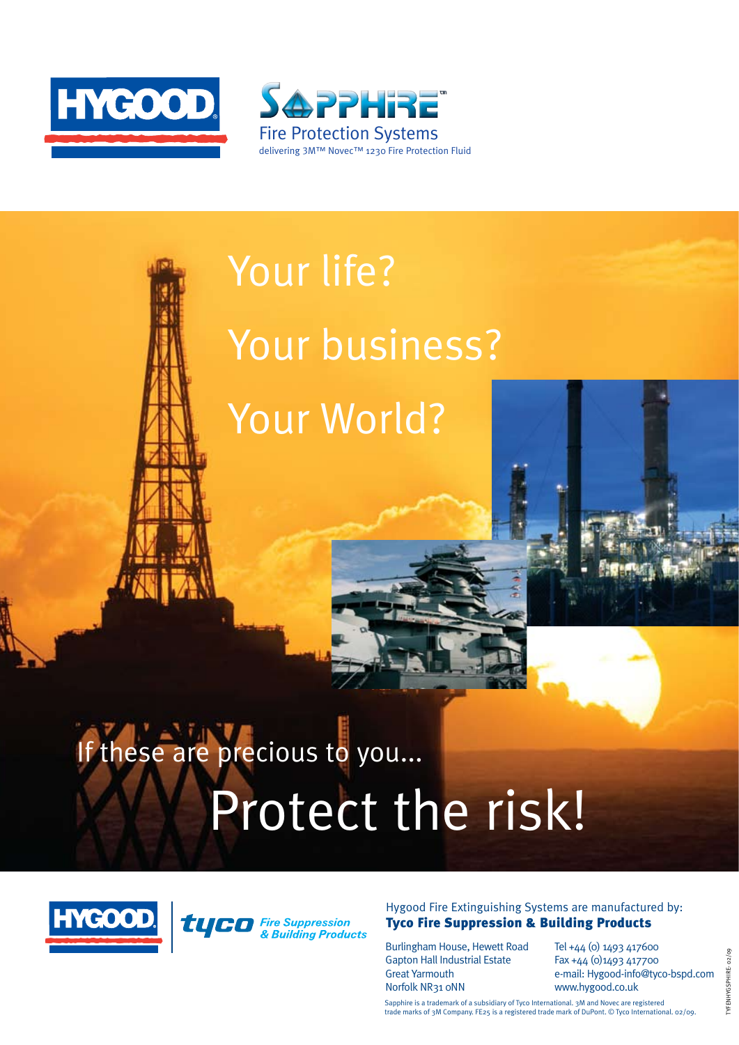HYGOOD

SAPPHIRE™

Fire Protection Systems

delivering 3M™ Novec™ 1230 Fire Protection Fluid

# Your life?

# Your business?

# Your World?

If these are precious to you...

# Protect the risk!

HYGOOD

tyco Fire Suppression & Building Products

Hygood Fire Extinguishing Systems are manufactured by:

**Tyco Fire Suppression & Building Products**

Burlingham House, Hewett Road
Gapton Hall Industrial Estate
Great Yarmouth
Norfolk NR31 0NN

Tel +44 (0) 1493 417600
Fax +44 (0)1493 417700
e-mail: Hygood-info@tyco-bspd.com
www.hygood.co.uk

Sapphire is a trademark of a subsidiary of Tyco International. 3M and Novec are registered trade marks of 3M Company. FE25 is a registered trade mark of DuPont. © Tyco International. 02/09.

TYFENHYGSPHIRE-02/09